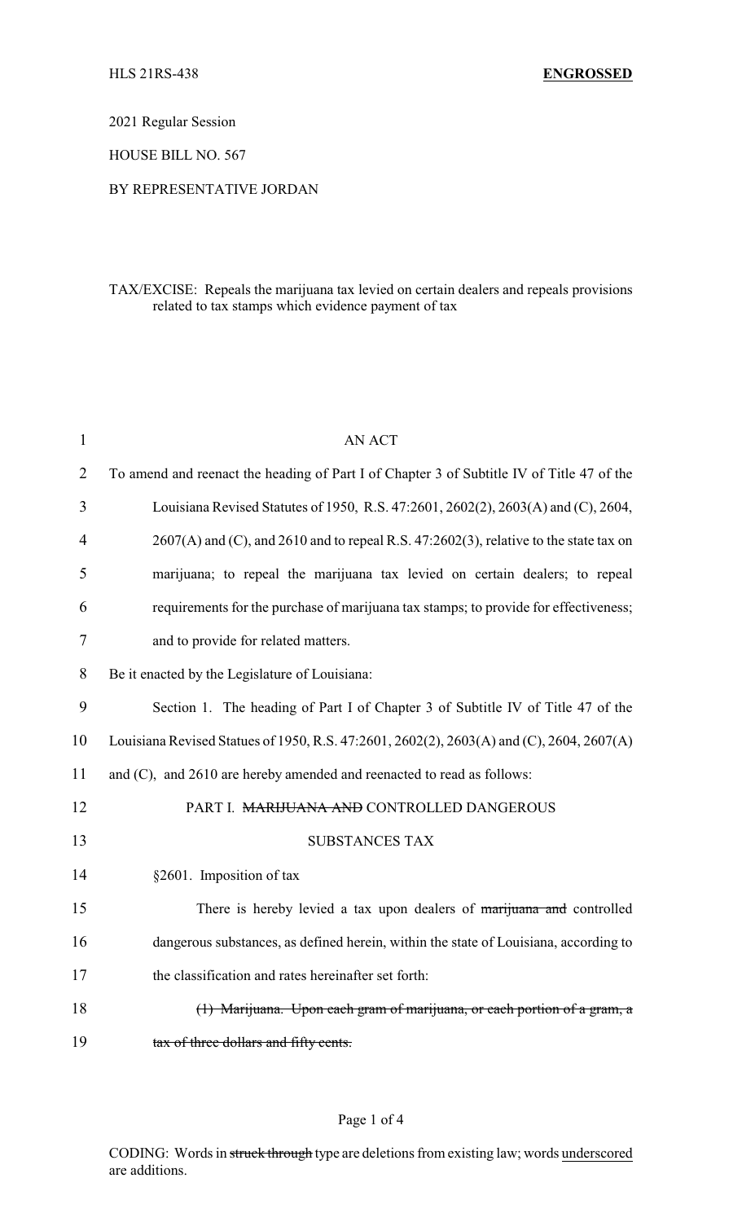HLS 21RS-438 **ENGROSSED**

2021 Regular Session

HOUSE BILL NO. 567

BY REPRESENTATIVE JORDAN

TAX/EXCISE: Repeals the marijuana tax levied on certain dealers and repeals provisions related to tax stamps which evidence payment of tax

AN ACT

To amend and reenact the heading of Part I of Chapter 3 of Subtitle IV of Title 47 of the Louisiana Revised Statutes of 1950, R.S. 47:2601, 2602(2), 2603(A) and (C), 2604, 2607(A) and (C), and 2610 and to repeal R.S. 47:2602(3), relative to the state tax on marijuana; to repeal the marijuana tax levied on certain dealers; to repeal requirements for the purchase of marijuana tax stamps; to provide for effectiveness; and to provide for related matters.

Be it enacted by the Legislature of Louisiana:

Section 1. The heading of Part I of Chapter 3 of Subtitle IV of Title 47 of the Louisiana Revised Statues of 1950, R.S. 47:2601, 2602(2), 2603(A) and (C), 2604, 2607(A) and (C), and 2610 are hereby amended and reenacted to read as follows:

PART I. ~~MARIJUANA AND~~ CONTROLLED DANGEROUS SUBSTANCES TAX

§2601. Imposition of tax

There is hereby levied a tax upon dealers of ~~marijuana and~~ controlled dangerous substances, as defined herein, within the state of Louisiana, according to the classification and rates hereinafter set forth:

~~(1) Marijuana. Upon each gram of marijuana, or each portion of a gram, a tax of three dollars and fifty cents.~~

CODING: Words in ~~struck through~~ type are deletions from existing law; words <u>underscored</u> are additions.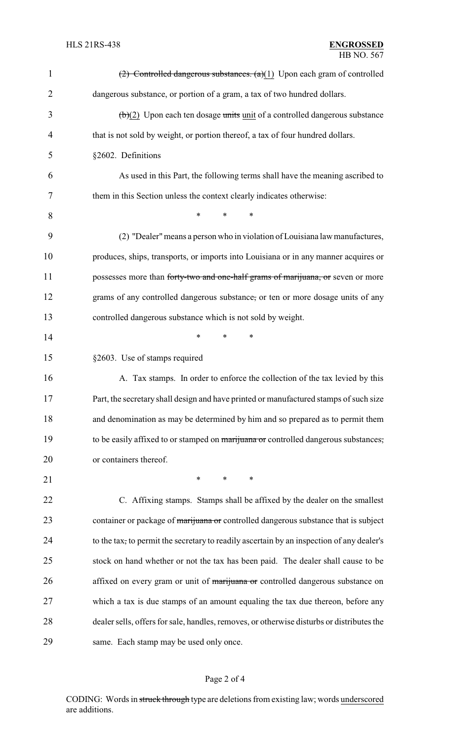~~(2) Controlled dangerous substances. (a)~~(1) Upon each gram of controlled dangerous substance, or portion of a gram, a tax of two hundred dollars.

~~(b)~~(2) Upon each ten dosage ~~units~~ unit of a controlled dangerous substance that is not sold by weight, or portion thereof, a tax of four hundred dollars.

§2602. Definitions

As used in this Part, the following terms shall have the meaning ascribed to them in this Section unless the context clearly indicates otherwise:

\* \* \*

(2) "Dealer" means a person who in violation of Louisiana law manufactures, produces, ships, transports, or imports into Louisiana or in any manner acquires or possesses more than ~~forty-two and one-half grams of marijuana, or~~ seven or more grams of any controlled dangerous substance~~,~~ or ten or more dosage units of any controlled dangerous substance which is not sold by weight.

\* \* \*

§2603. Use of stamps required

A. Tax stamps. In order to enforce the collection of the tax levied by this Part, the secretary shall design and have printed or manufactured stamps of such size and denomination as may be determined by him and so prepared as to permit them to be easily affixed to or stamped on ~~marijuana or~~ controlled dangerous substances~~,~~ or containers thereof.

\* \* \*

C. Affixing stamps. Stamps shall be affixed by the dealer on the smallest container or package of ~~marijuana or~~ controlled dangerous substance that is subject to the tax~~,~~ to permit the secretary to readily ascertain by an inspection of any dealer's stock on hand whether or not the tax has been paid. The dealer shall cause to be affixed on every gram or unit of ~~marijuana or~~ controlled dangerous substance on which a tax is due stamps of an amount equaling the tax due thereon, before any dealer sells, offers for sale, handles, removes, or otherwise disturbs or distributes the same. Each stamp may be used only once.

CODING: Words in ~~struck through~~ type are deletions from existing law; words underscored are additions.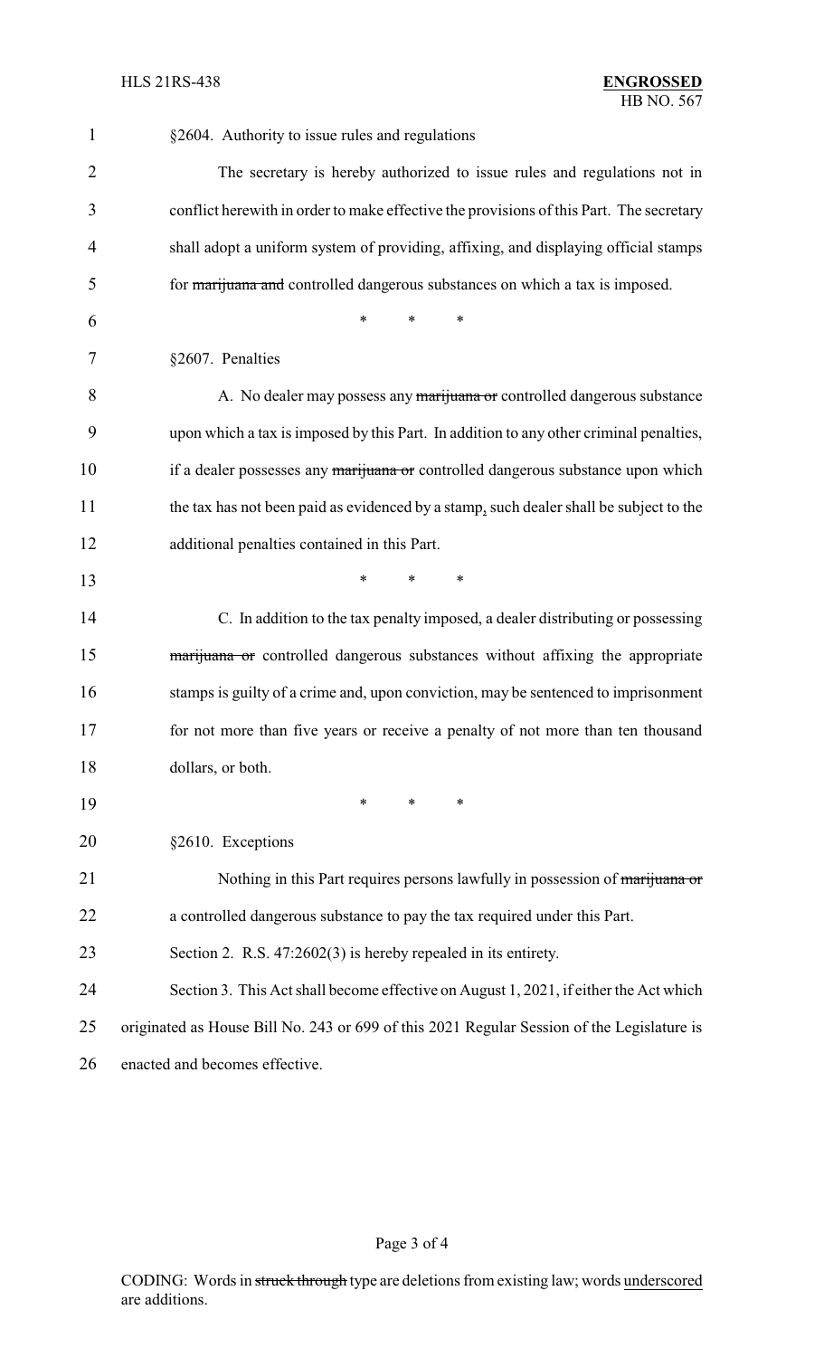§2604. Authority to issue rules and regulations

The secretary is hereby authorized to issue rules and regulations not in conflict herewith in order to make effective the provisions of this Part. The secretary shall adopt a uniform system of providing, affixing, and displaying official stamps for ~~marijuana and~~ controlled dangerous substances on which a tax is imposed.

\* \* \*

§2607. Penalties

A. No dealer may possess any ~~marijuana or~~ controlled dangerous substance upon which a tax is imposed by this Part. In addition to any other criminal penalties, if a dealer possesses any ~~marijuana or~~ controlled dangerous substance upon which the tax has not been paid as evidenced by a stamp<u>,</u> such dealer shall be subject to the additional penalties contained in this Part.

\* \* \*

C. In addition to the tax penalty imposed, a dealer distributing or possessing ~~marijuana or~~ controlled dangerous substances without affixing the appropriate stamps is guilty of a crime and, upon conviction, may be sentenced to imprisonment for not more than five years or receive a penalty of not more than ten thousand dollars, or both.

\* \* \*

§2610. Exceptions

Nothing in this Part requires persons lawfully in possession of ~~marijuana or~~ a controlled dangerous substance to pay the tax required under this Part.

Section 2. R.S. 47:2602(3) is hereby repealed in its entirety.

Section 3. This Act shall become effective on August 1, 2021, if either the Act which originated as House Bill No. 243 or 699 of this 2021 Regular Session of the Legislature is enacted and becomes effective.

CODING: Words in ~~struck through~~ type are deletions from existing law; words <u>underscored</u> are additions.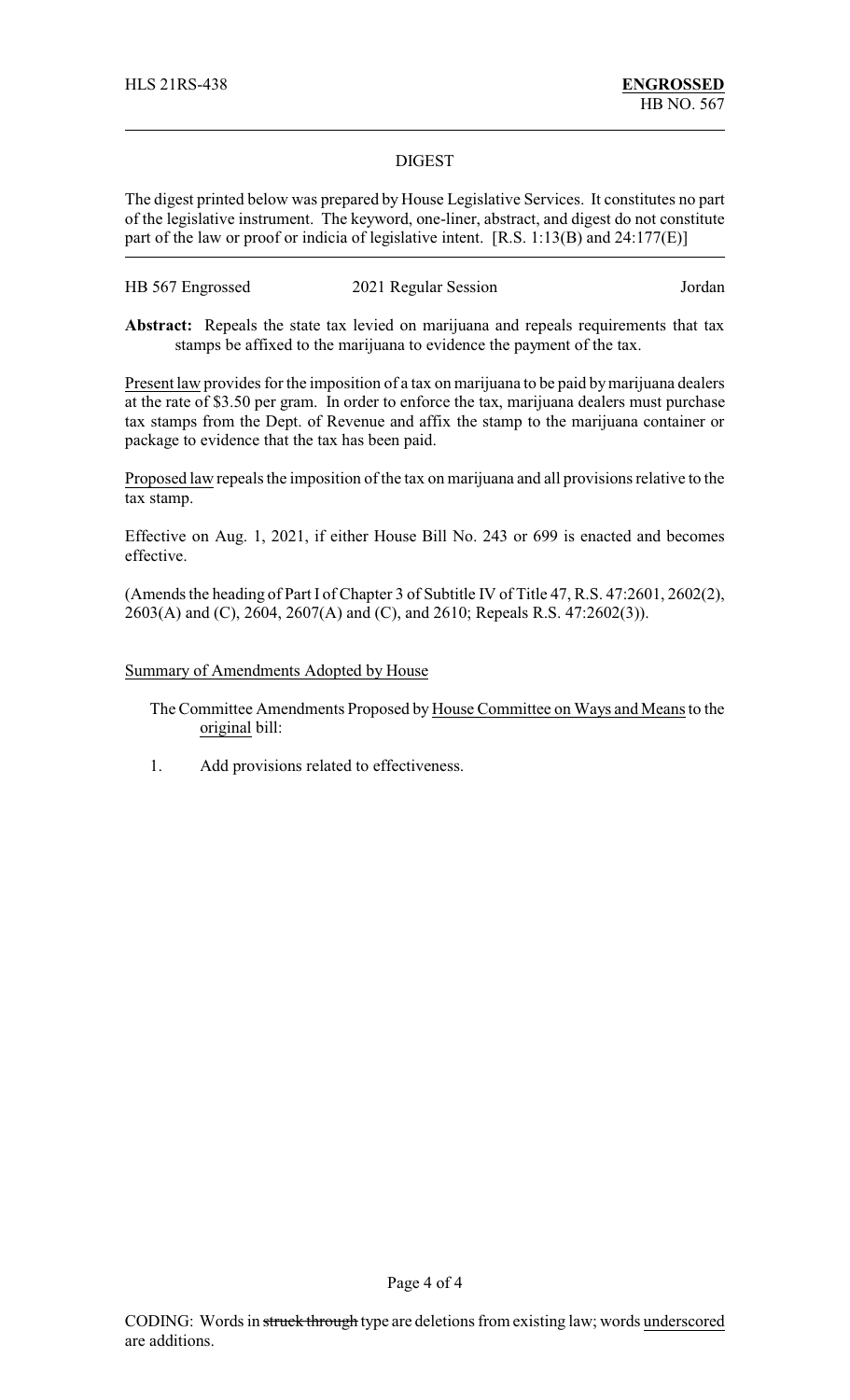HLS 21RS-438 **ENGROSSED**
HB NO. 567

## DIGEST

The digest printed below was prepared by House Legislative Services. It constitutes no part of the legislative instrument. The keyword, one-liner, abstract, and digest do not constitute part of the law or proof or indicia of legislative intent. [R.S. 1:13(B) and 24:177(E)]

HB 567 Engrossed 2021 Regular Session Jordan

**Abstract:** Repeals the state tax levied on marijuana and repeals requirements that tax stamps be affixed to the marijuana to evidence the payment of the tax.

Present law provides for the imposition of a tax on marijuana to be paid by marijuana dealers at the rate of $3.50 per gram. In order to enforce the tax, marijuana dealers must purchase tax stamps from the Dept. of Revenue and affix the stamp to the marijuana container or package to evidence that the tax has been paid.

Proposed law repeals the imposition of the tax on marijuana and all provisions relative to the tax stamp.

Effective on Aug. 1, 2021, if either House Bill No. 243 or 699 is enacted and becomes effective.

(Amends the heading of Part I of Chapter 3 of Subtitle IV of Title 47, R.S. 47:2601, 2602(2), 2603(A) and (C), 2604, 2607(A) and (C), and 2610; Repeals R.S. 47:2602(3)).

Summary of Amendments Adopted by House

The Committee Amendments Proposed by House Committee on Ways and Means to the original bill:

1. Add provisions related to effectiveness.

CODING: Words in ~~struck through~~ type are deletions from existing law; words underscored are additions.